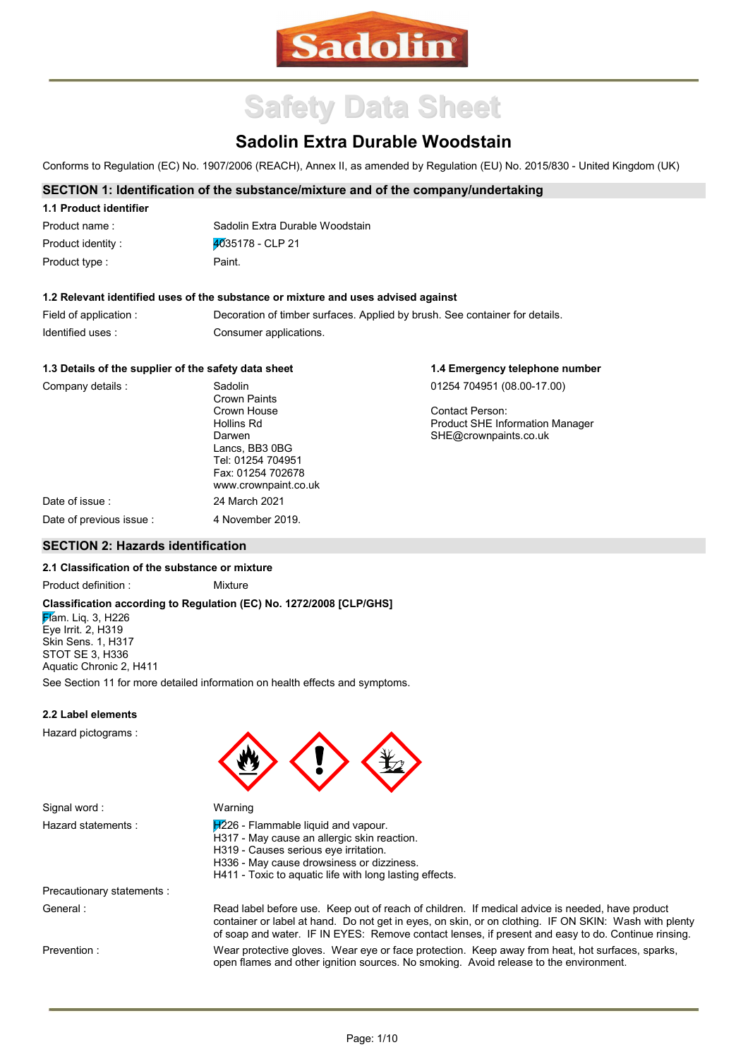Sadolin

# Safety Data Sheet

## Sadolin Extra Durable Woodstain

Conforms to Regulation (EC) No. 1907/2006 (REACH), Annex II, as amended by Regulation (EU) No. 2015/830 - United Kingdom (UK)

## SECTION 1: Identification of the substance/mixture and of the company/undertaking

### 1.1 Product identifier

| | |
|---|---|
| Product name : | Sadolin Extra Durable Woodstain |
| Product identity : | 4035178 - CLP 21 |
| Product type : | Paint. |

### 1.2 Relevant identified uses of the substance or mixture and uses advised against

| | |
|---|---|
| Field of application : | Decoration of timber surfaces. Applied by brush. See container for details. |
| Identified uses : | Consumer applications. |

### 1.3 Details of the supplier of the safety data sheet

Company details :

Sadolin
Crown Paints
Crown House
Hollins Rd
Darwen
Lancs, BB3 0BG
Tel: 01254 704951
Fax: 01254 702678
www.crownpaint.co.uk

### 1.4 Emergency telephone number

01254 704951 (08.00-17.00)

Contact Person:
Product SHE Information Manager
SHE@crownpaints.co.uk

| | |
|---|---|
| Date of issue : | 24 March 2021 |
| Date of previous issue : | 4 November 2019. |

## SECTION 2: Hazards identification

### 2.1 Classification of the substance or mixture

Product definition : Mixture

**Classification according to Regulation (EC) No. 1272/2008 [CLP/GHS]**

Flam. Liq. 3, H226
Eye Irrit. 2, H319
Skin Sens. 1, H317
STOT SE 3, H336
Aquatic Chronic 2, H411

See Section 11 for more detailed information on health effects and symptoms.

### 2.2 Label elements

Hazard pictograms :

Signal word : Warning

Hazard statements :

H226 - Flammable liquid and vapour.
H317 - May cause an allergic skin reaction.
H319 - Causes serious eye irritation.
H336 - May cause drowsiness or dizziness.
H411 - Toxic to aquatic life with long lasting effects.

Precautionary statements :

General : Read label before use. Keep out of reach of children. If medical advice is needed, have product container or label at hand. Do not get in eyes, on skin, or on clothing. IF ON SKIN: Wash with plenty of soap and water. IF IN EYES: Remove contact lenses, if present and easy to do. Continue rinsing.

Prevention : Wear protective gloves. Wear eye or face protection. Keep away from heat, hot surfaces, sparks, open flames and other ignition sources. No smoking. Avoid release to the environment.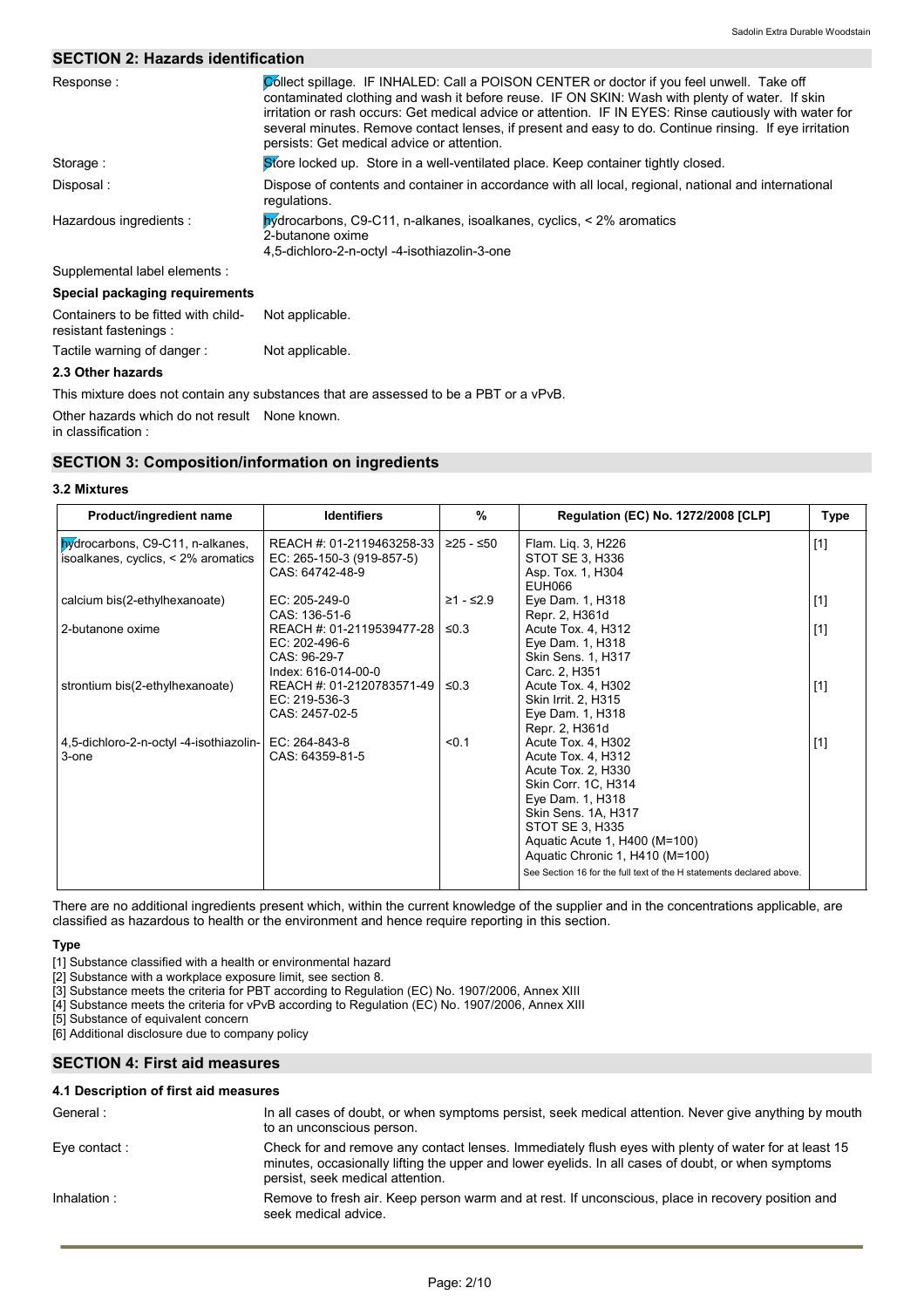## SECTION 2: Hazards identification

Response : Collect spillage. IF INHALED: Call a POISON CENTER or doctor if you feel unwell. Take off contaminated clothing and wash it before reuse. IF ON SKIN: Wash with plenty of water. If skin irritation or rash occurs: Get medical advice or attention. IF IN EYES: Rinse cautiously with water for several minutes. Remove contact lenses, if present and easy to do. Continue rinsing. If eye irritation persists: Get medical advice or attention.

Storage : Store locked up. Store in a well-ventilated place. Keep container tightly closed.

Disposal : Dispose of contents and container in accordance with all local, regional, national and international regulations.

Hazardous ingredients : hydrocarbons, C9-C11, n-alkanes, isoalkanes, cyclics, < 2% aromatics
2-butanone oxime
4,5-dichloro-2-n-octyl -4-isothiazolin-3-one

Supplemental label elements :

**Special packaging requirements**

Containers to be fitted with child-resistant fastenings : Not applicable.

Tactile warning of danger : Not applicable.

### 2.3 Other hazards

This mixture does not contain any substances that are assessed to be a PBT or a vPvB.

Other hazards which do not result in classification : None known.

## SECTION 3: Composition/information on ingredients

### 3.2 Mixtures

| Product/ingredient name | Identifiers | % | Regulation (EC) No. 1272/2008 [CLP] | Type |
|---|---|---|---|---|
| hydrocarbons, C9-C11, n-alkanes, isoalkanes, cyclics, < 2% aromatics | REACH #: 01-2119463258-33<br>EC: 265-150-3 (919-857-5)<br>CAS: 64742-48-9 | ≥25 - ≤50 | Flam. Liq. 3, H226<br>STOT SE 3, H336<br>Asp. Tox. 1, H304<br>EUH066 | [1] |
| calcium bis(2-ethylhexanoate) | EC: 205-249-0<br>CAS: 136-51-6 | ≥1 - ≤2.9 | Eye Dam. 1, H318<br>Repr. 2, H361d | [1] |
| 2-butanone oxime | REACH #: 01-2119539477-28<br>EC: 202-496-6<br>CAS: 96-29-7<br>Index: 616-014-00-0 | ≤0.3 | Acute Tox. 4, H312<br>Eye Dam. 1, H318<br>Skin Sens. 1, H317<br>Carc. 2, H351 | [1] |
| strontium bis(2-ethylhexanoate) | REACH #: 01-2120783571-49<br>EC: 219-536-3<br>CAS: 2457-02-5 | ≤0.3 | Acute Tox. 4, H302<br>Skin Irrit. 2, H315<br>Eye Dam. 1, H318<br>Repr. 2, H361d | [1] |
| 4,5-dichloro-2-n-octyl -4-isothiazolin-3-one | EC: 264-843-8<br>CAS: 64359-81-5 | <0.1 | Acute Tox. 4, H302<br>Acute Tox. 4, H312<br>Acute Tox. 2, H330<br>Skin Corr. 1C, H314<br>Eye Dam. 1, H318<br>Skin Sens. 1A, H317<br>STOT SE 3, H335<br>Aquatic Acute 1, H400 (M=100)<br>Aquatic Chronic 1, H410 (M=100)<br>See Section 16 for the full text of the H statements declared above. | [1] |

There are no additional ingredients present which, within the current knowledge of the supplier and in the concentrations applicable, are classified as hazardous to health or the environment and hence require reporting in this section.

**Type**

[1] Substance classified with a health or environmental hazard
[2] Substance with a workplace exposure limit, see section 8.
[3] Substance meets the criteria for PBT according to Regulation (EC) No. 1907/2006, Annex XIII
[4] Substance meets the criteria for vPvB according to Regulation (EC) No. 1907/2006, Annex XIII
[5] Substance of equivalent concern
[6] Additional disclosure due to company policy

## SECTION 4: First aid measures

### 4.1 Description of first aid measures

General : In all cases of doubt, or when symptoms persist, seek medical attention. Never give anything by mouth to an unconscious person.

Eye contact : Check for and remove any contact lenses. Immediately flush eyes with plenty of water for at least 15 minutes, occasionally lifting the upper and lower eyelids. In all cases of doubt, or when symptoms persist, seek medical attention.

Inhalation : Remove to fresh air. Keep person warm and at rest. If unconscious, place in recovery position and seek medical advice.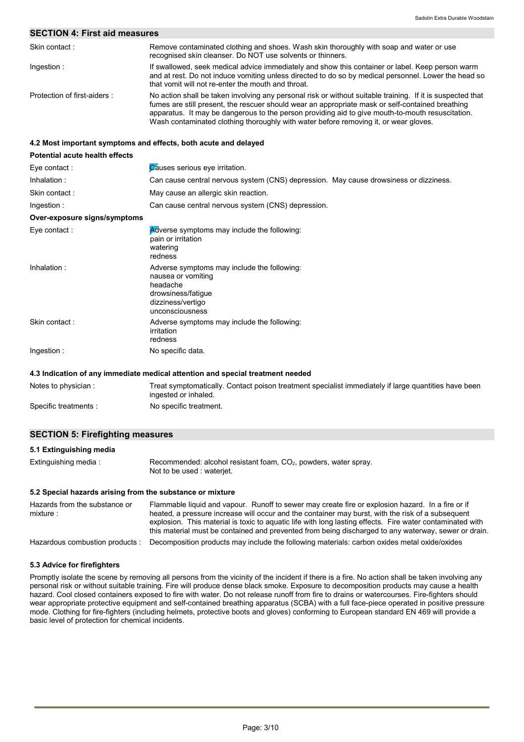## SECTION 4: First aid measures

| | |
|---|---|
| Skin contact : | Remove contaminated clothing and shoes. Wash skin thoroughly with soap and water or use recognised skin cleanser. Do NOT use solvents or thinners. |
| Ingestion : | If swallowed, seek medical advice immediately and show this container or label. Keep person warm and at rest. Do not induce vomiting unless directed to do so by medical personnel. Lower the head so that vomit will not re-enter the mouth and throat. |
| Protection of first-aiders : | No action shall be taken involving any personal risk or without suitable training. If it is suspected that fumes are still present, the rescuer should wear an appropriate mask or self-contained breathing apparatus. It may be dangerous to the person providing aid to give mouth-to-mouth resuscitation. Wash contaminated clothing thoroughly with water before removing it, or wear gloves. |

### 4.2 Most important symptoms and effects, both acute and delayed

**Potential acute health effects**

| | |
|---|---|
| Eye contact : | Causes serious eye irritation. |
| Inhalation : | Can cause central nervous system (CNS) depression. May cause drowsiness or dizziness. |
| Skin contact : | May cause an allergic skin reaction. |
| Ingestion : | Can cause central nervous system (CNS) depression. |

**Over-exposure signs/symptoms**

| | |
|---|---|
| Eye contact : | Adverse symptoms may include the following:<br>pain or irritation<br>watering<br>redness |
| Inhalation : | Adverse symptoms may include the following:<br>nausea or vomiting<br>headache<br>drowsiness/fatigue<br>dizziness/vertigo<br>unconsciousness |
| Skin contact : | Adverse symptoms may include the following:<br>irritation<br>redness |
| Ingestion : | No specific data. |

### 4.3 Indication of any immediate medical attention and special treatment needed

| | |
|---|---|
| Notes to physician : | Treat symptomatically. Contact poison treatment specialist immediately if large quantities have been ingested or inhaled. |
| Specific treatments : | No specific treatment. |

## SECTION 5: Firefighting measures

### 5.1 Extinguishing media

| | |
|---|---|
| Extinguishing media : | Recommended: alcohol resistant foam, $CO_2$, powders, water spray.<br>Not to be used : waterjet. |

### 5.2 Special hazards arising from the substance or mixture

| | |
|---|---|
| Hazards from the substance or mixture : | Flammable liquid and vapour. Runoff to sewer may create fire or explosion hazard. In a fire or if heated, a pressure increase will occur and the container may burst, with the risk of a subsequent explosion. This material is toxic to aquatic life with long lasting effects. Fire water contaminated with this material must be contained and prevented from being discharged to any waterway, sewer or drain. |
| Hazardous combustion products : | Decomposition products may include the following materials: carbon oxides metal oxide/oxides |

### 5.3 Advice for firefighters

Promptly isolate the scene by removing all persons from the vicinity of the incident if there is a fire. No action shall be taken involving any personal risk or without suitable training. Fire will produce dense black smoke. Exposure to decomposition products may cause a health hazard. Cool closed containers exposed to fire with water. Do not release runoff from fire to drains or watercourses. Fire-fighters should wear appropriate protective equipment and self-contained breathing apparatus (SCBA) with a full face-piece operated in positive pressure mode. Clothing for fire-fighters (including helmets, protective boots and gloves) conforming to European standard EN 469 will provide a basic level of protection for chemical incidents.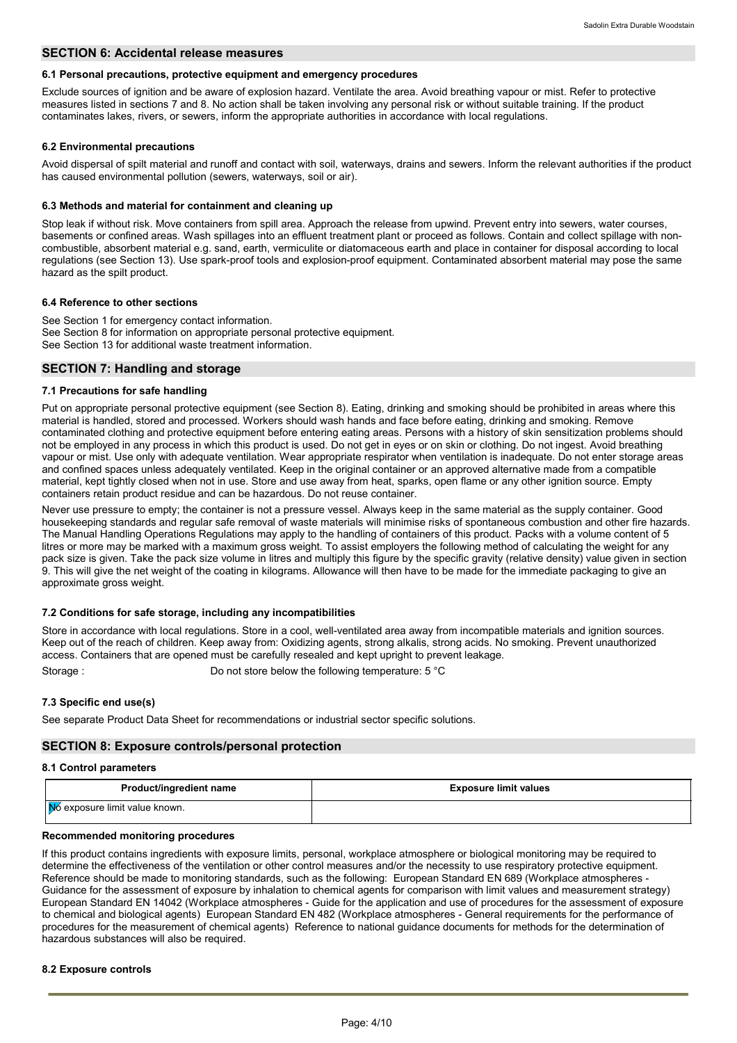## SECTION 6: Accidental release measures

### 6.1 Personal precautions, protective equipment and emergency procedures

Exclude sources of ignition and be aware of explosion hazard. Ventilate the area. Avoid breathing vapour or mist. Refer to protective measures listed in sections 7 and 8. No action shall be taken involving any personal risk or without suitable training. If the product contaminates lakes, rivers, or sewers, inform the appropriate authorities in accordance with local regulations.

### 6.2 Environmental precautions

Avoid dispersal of spilt material and runoff and contact with soil, waterways, drains and sewers. Inform the relevant authorities if the product has caused environmental pollution (sewers, waterways, soil or air).

### 6.3 Methods and material for containment and cleaning up

Stop leak if without risk. Move containers from spill area. Approach the release from upwind. Prevent entry into sewers, water courses, basements or confined areas. Wash spillages into an effluent treatment plant or proceed as follows. Contain and collect spillage with non-combustible, absorbent material e.g. sand, earth, vermiculite or diatomaceous earth and place in container for disposal according to local regulations (see Section 13). Use spark-proof tools and explosion-proof equipment. Contaminated absorbent material may pose the same hazard as the spilt product.

### 6.4 Reference to other sections

See Section 1 for emergency contact information.
See Section 8 for information on appropriate personal protective equipment.
See Section 13 for additional waste treatment information.

## SECTION 7: Handling and storage

### 7.1 Precautions for safe handling

Put on appropriate personal protective equipment (see Section 8). Eating, drinking and smoking should be prohibited in areas where this material is handled, stored and processed. Workers should wash hands and face before eating, drinking and smoking. Remove contaminated clothing and protective equipment before entering eating areas. Persons with a history of skin sensitization problems should not be employed in any process in which this product is used. Do not get in eyes or on skin or clothing. Do not ingest. Avoid breathing vapour or mist. Use only with adequate ventilation. Wear appropriate respirator when ventilation is inadequate. Do not enter storage areas and confined spaces unless adequately ventilated. Keep in the original container or an approved alternative made from a compatible material, kept tightly closed when not in use. Store and use away from heat, sparks, open flame or any other ignition source. Empty containers retain product residue and can be hazardous. Do not reuse container.

Never use pressure to empty; the container is not a pressure vessel. Always keep in the same material as the supply container. Good housekeeping standards and regular safe removal of waste materials will minimise risks of spontaneous combustion and other fire hazards. The Manual Handling Operations Regulations may apply to the handling of containers of this product. Packs with a volume content of 5 litres or more may be marked with a maximum gross weight. To assist employers the following method of calculating the weight for any pack size is given. Take the pack size volume in litres and multiply this figure by the specific gravity (relative density) value given in section 9. This will give the net weight of the coating in kilograms. Allowance will then have to be made for the immediate packaging to give an approximate gross weight.

### 7.2 Conditions for safe storage, including any incompatibilities

Store in accordance with local regulations. Store in a cool, well-ventilated area away from incompatible materials and ignition sources. Keep out of the reach of children. Keep away from: Oxidizing agents, strong alkalis, strong acids. No smoking. Prevent unauthorized access. Containers that are opened must be carefully resealed and kept upright to prevent leakage.

Storage : Do not store below the following temperature: 5 °C

### 7.3 Specific end use(s)

See separate Product Data Sheet for recommendations or industrial sector specific solutions.

## SECTION 8: Exposure controls/personal protection

### 8.1 Control parameters

| Product/ingredient name | Exposure limit values |
|---|---|
| No exposure limit value known. | |

**Recommended monitoring procedures**

If this product contains ingredients with exposure limits, personal, workplace atmosphere or biological monitoring may be required to determine the effectiveness of the ventilation or other control measures and/or the necessity to use respiratory protective equipment. Reference should be made to monitoring standards, such as the following: European Standard EN 689 (Workplace atmospheres - Guidance for the assessment of exposure by inhalation to chemical agents for comparison with limit values and measurement strategy) European Standard EN 14042 (Workplace atmospheres - Guide for the application and use of procedures for the assessment of exposure to chemical and biological agents) European Standard EN 482 (Workplace atmospheres - General requirements for the performance of procedures for the measurement of chemical agents) Reference to national guidance documents for methods for the determination of hazardous substances will also be required.

### 8.2 Exposure controls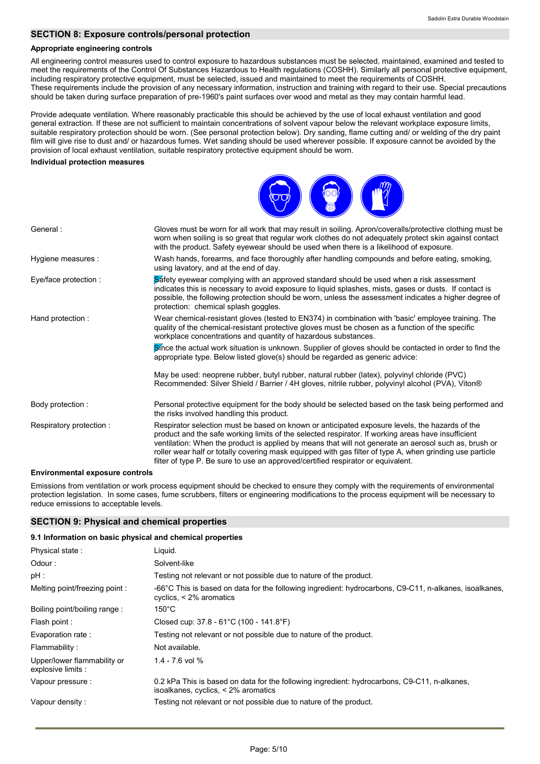## SECTION 8: Exposure controls/personal protection

### Appropriate engineering controls

All engineering control measures used to control exposure to hazardous substances must be selected, maintained, examined and tested to meet the requirements of the Control Of Substances Hazardous to Health regulations (COSHH). Similarly all personal protective equipment, including respiratory protective equipment, must be selected, issued and maintained to meet the requirements of COSHH.
These requirements include the provision of any necessary information, instruction and training with regard to their use. Special precautions should be taken during surface preparation of pre-1960's paint surfaces over wood and metal as they may contain harmful lead.

Provide adequate ventilation. Where reasonably practicable this should be achieved by the use of local exhaust ventilation and good general extraction. If these are not sufficient to maintain concentrations of solvent vapour below the relevant workplace exposure limits, suitable respiratory protection should be worn. (See personal protection below). Dry sanding, flame cutting and/ or welding of the dry paint film will give rise to dust and/ or hazardous fumes. Wet sanding should be used wherever possible. If exposure cannot be avoided by the provision of local exhaust ventilation, suitable respiratory protective equipment should be worn.

### Individual protection measures

| | |
|---|---|
| General : | Gloves must be worn for all work that may result in soiling. Apron/coveralls/protective clothing must be worn when soiling is so great that regular work clothes do not adequately protect skin against contact with the product. Safety eyewear should be used when there is a likelihood of exposure. |
| Hygiene measures : | Wash hands, forearms, and face thoroughly after handling compounds and before eating, smoking, using lavatory, and at the end of day. |
| Eye/face protection : | Safety eyewear complying with an approved standard should be used when a risk assessment indicates this is necessary to avoid exposure to liquid splashes, mists, gases or dusts. If contact is possible, the following protection should be worn, unless the assessment indicates a higher degree of protection: chemical splash goggles. |
| Hand protection : | Wear chemical-resistant gloves (tested to EN374) in combination with 'basic' employee training. The quality of the chemical-resistant protective gloves must be chosen as a function of the specific workplace concentrations and quantity of hazardous substances.<br><br>Since the actual work situation is unknown. Supplier of gloves should be contacted in order to find the appropriate type. Below listed glove(s) should be regarded as generic advice:<br><br>May be used: neoprene rubber, butyl rubber, natural rubber (latex), polyvinyl chloride (PVC)<br>Recommended: Silver Shield / Barrier / 4H gloves, nitrile rubber, polyvinyl alcohol (PVA), Viton® |
| Body protection : | Personal protective equipment for the body should be selected based on the task being performed and the risks involved handling this product. |
| Respiratory protection : | Respirator selection must be based on known or anticipated exposure levels, the hazards of the product and the safe working limits of the selected respirator. If working areas have insufficient ventilation: When the product is applied by means that will not generate an aerosol such as, brush or roller wear half or totally covering mask equipped with gas filter of type A, when grinding use particle filter of type P. Be sure to use an approved/certified respirator or equivalent. |

### Environmental exposure controls

Emissions from ventilation or work process equipment should be checked to ensure they comply with the requirements of environmental protection legislation. In some cases, fume scrubbers, filters or engineering modifications to the process equipment will be necessary to reduce emissions to acceptable levels.

## SECTION 9: Physical and chemical properties

### 9.1 Information on basic physical and chemical properties

| | |
|---|---|
| Physical state : | Liquid. |
| Odour : | Solvent-like |
| pH : | Testing not relevant or not possible due to nature of the product. |
| Melting point/freezing point : | -66°C This is based on data for the following ingredient: hydrocarbons, C9-C11, n-alkanes, isoalkanes, cyclics, < 2% aromatics |
| Boiling point/boiling range : | 150°C |
| Flash point : | Closed cup: 37.8 - 61°C (100 - 141.8°F) |
| Evaporation rate : | Testing not relevant or not possible due to nature of the product. |
| Flammability : | Not available. |
| Upper/lower flammability or explosive limits : | 1.4 - 7.6 vol % |
| Vapour pressure : | 0.2 kPa This is based on data for the following ingredient: hydrocarbons, C9-C11, n-alkanes, isoalkanes, cyclics, < 2% aromatics |
| Vapour density : | Testing not relevant or not possible due to nature of the product. |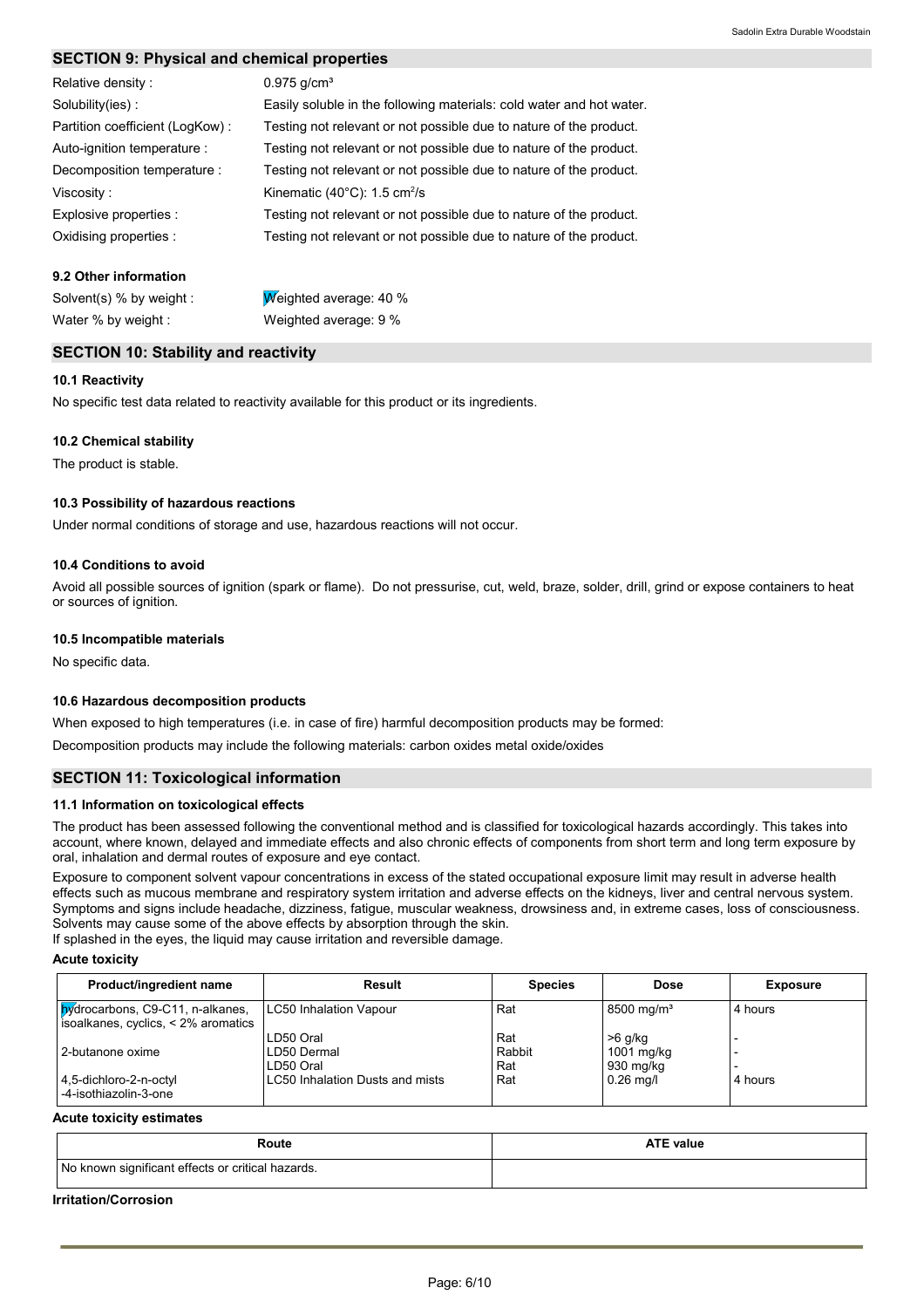## SECTION 9: Physical and chemical properties

| | |
|---|---|
| Relative density : | 0.975 g/cm³ |
| Solubility(ies) : | Easily soluble in the following materials: cold water and hot water. |
| Partition coefficient (LogKow) : | Testing not relevant or not possible due to nature of the product. |
| Auto-ignition temperature : | Testing not relevant or not possible due to nature of the product. |
| Decomposition temperature : | Testing not relevant or not possible due to nature of the product. |
| Viscosity : | Kinematic (40°C): 1.5 cm²/s |
| Explosive properties : | Testing not relevant or not possible due to nature of the product. |
| Oxidising properties : | Testing not relevant or not possible due to nature of the product. |

### 9.2 Other information

| | |
|---|---|
| Solvent(s) % by weight : | Weighted average: 40 % |
| Water % by weight : | Weighted average: 9 % |

## SECTION 10: Stability and reactivity

### 10.1 Reactivity

No specific test data related to reactivity available for this product or its ingredients.

### 10.2 Chemical stability

The product is stable.

### 10.3 Possibility of hazardous reactions

Under normal conditions of storage and use, hazardous reactions will not occur.

### 10.4 Conditions to avoid

Avoid all possible sources of ignition (spark or flame). Do not pressurise, cut, weld, braze, solder, drill, grind or expose containers to heat or sources of ignition.

### 10.5 Incompatible materials

No specific data.

### 10.6 Hazardous decomposition products

When exposed to high temperatures (i.e. in case of fire) harmful decomposition products may be formed:

Decomposition products may include the following materials: carbon oxides metal oxide/oxides

## SECTION 11: Toxicological information

### 11.1 Information on toxicological effects

The product has been assessed following the conventional method and is classified for toxicological hazards accordingly. This takes into account, where known, delayed and immediate effects and also chronic effects of components from short term and long term exposure by oral, inhalation and dermal routes of exposure and eye contact.

Exposure to component solvent vapour concentrations in excess of the stated occupational exposure limit may result in adverse health effects such as mucous membrane and respiratory system irritation and adverse effects on the kidneys, liver and central nervous system. Symptoms and signs include headache, dizziness, fatigue, muscular weakness, drowsiness and, in extreme cases, loss of consciousness. Solvents may cause some of the above effects by absorption through the skin.
If splashed in the eyes, the liquid may cause irritation and reversible damage.

**Acute toxicity**

| Product/ingredient name | Result | Species | Dose | Exposure |
|---|---|---|---|---|
| hydrocarbons, C9-C11, n-alkanes, isoalkanes, cyclics, < 2% aromatics | LC50 Inhalation Vapour | Rat | 8500 mg/m³ | 4 hours |
| | LD50 Oral | Rat | >6 g/kg | - |
| 2-butanone oxime | LD50 Dermal | Rabbit | 1001 mg/kg | - |
| | LD50 Oral | Rat | 930 mg/kg | - |
| 4,5-dichloro-2-n-octyl -4-isothiazolin-3-one | LC50 Inhalation Dusts and mists | Rat | 0.26 mg/l | 4 hours |

**Acute toxicity estimates**

| Route | ATE value |
|---|---|
| No known significant effects or critical hazards. | |

**Irritation/Corrosion**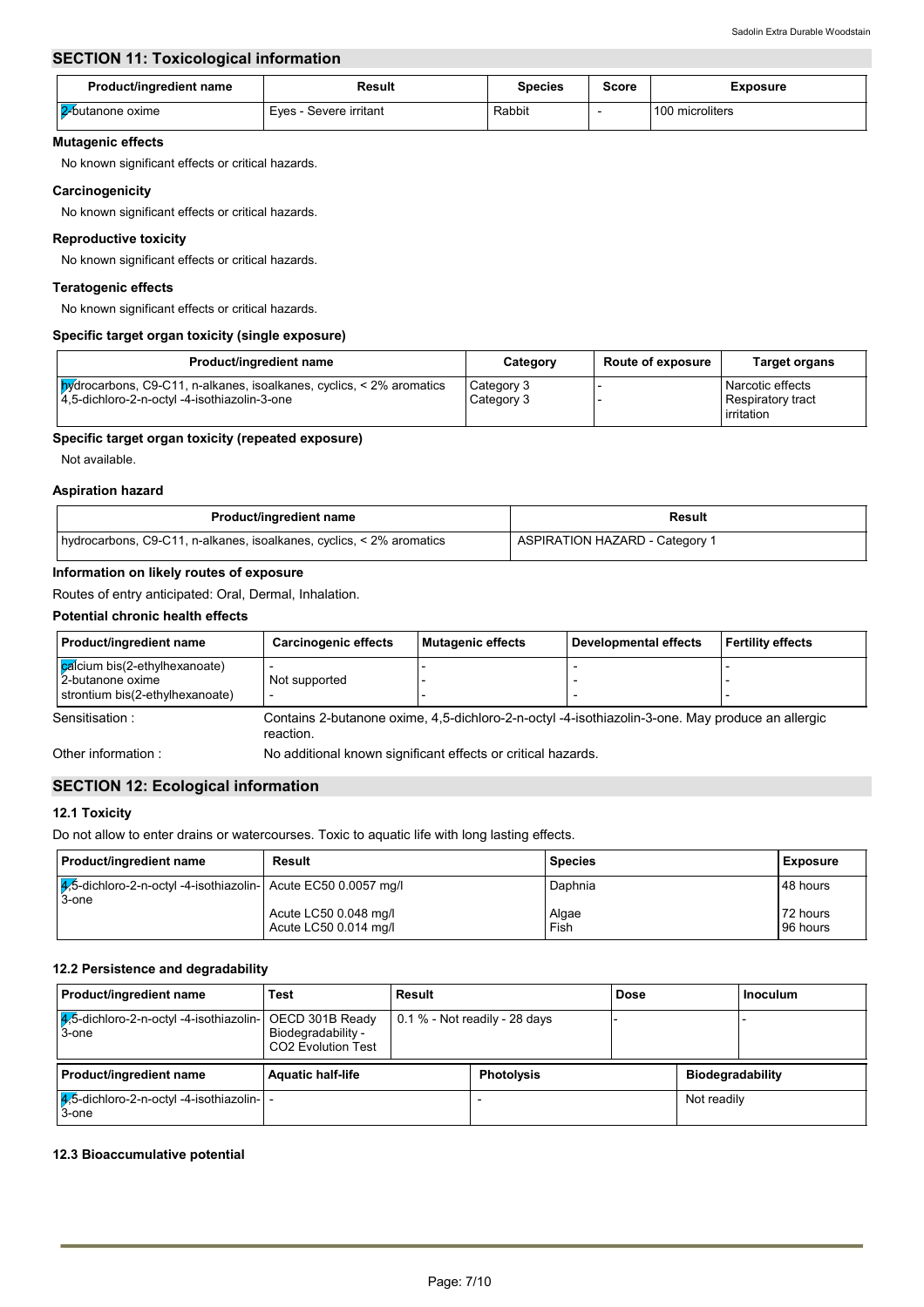## SECTION 11: Toxicological information

| Product/ingredient name | Result | Species | Score | Exposure |
|---|---|---|---|---|
| 2-butanone oxime | Eyes - Severe irritant | Rabbit | - | 100 microliters |

**Mutagenic effects**

No known significant effects or critical hazards.

**Carcinogenicity**

No known significant effects or critical hazards.

**Reproductive toxicity**

No known significant effects or critical hazards.

**Teratogenic effects**

No known significant effects or critical hazards.

**Specific target organ toxicity (single exposure)**

| Product/ingredient name | Category | Route of exposure | Target organs |
|---|---|---|---|
| hydrocarbons, C9-C11, n-alkanes, isoalkanes, cyclics, < 2% aromatics | Category 3 | - | Narcotic effects |
| 4,5-dichloro-2-n-octyl -4-isothiazolin-3-one | Category 3 | - | Respiratory tract irritation |

**Specific target organ toxicity (repeated exposure)**

Not available.

**Aspiration hazard**

| Product/ingredient name | Result |
|---|---|
| hydrocarbons, C9-C11, n-alkanes, isoalkanes, cyclics, < 2% aromatics | ASPIRATION HAZARD - Category 1 |

**Information on likely routes of exposure**

Routes of entry anticipated: Oral, Dermal, Inhalation.

**Potential chronic health effects**

| Product/ingredient name | Carcinogenic effects | Mutagenic effects | Developmental effects | Fertility effects |
|---|---|---|---|---|
| calcium bis(2-ethylhexanoate) | - | - | - | - |
| 2-butanone oxime | Not supported | - | - | - |
| strontium bis(2-ethylhexanoate) | - | - | - | - |

Sensitisation : Contains 2-butanone oxime, 4,5-dichloro-2-n-octyl -4-isothiazolin-3-one. May produce an allergic reaction.

Other information : No additional known significant effects or critical hazards.

## SECTION 12: Ecological information

### 12.1 Toxicity

Do not allow to enter drains or watercourses. Toxic to aquatic life with long lasting effects.

| Product/ingredient name | Result | Species | Exposure |
|---|---|---|---|
| 4,5-dichloro-2-n-octyl -4-isothiazolin-3-one | Acute EC50 0.0057 mg/l | Daphnia | 48 hours |
| | Acute LC50 0.048 mg/l | Algae | 72 hours |
| | Acute LC50 0.014 mg/l | Fish | 96 hours |

### 12.2 Persistence and degradability

| Product/ingredient name | Test | Result | Dose | Inoculum |
|---|---|---|---|---|
| 4,5-dichloro-2-n-octyl -4-isothiazolin-3-one | OECD 301B Ready Biodegradability - $CO_2$ Evolution Test | 0.1 % - Not readily - 28 days | - | - |

| Product/ingredient name | Aquatic half-life | Photolysis | Biodegradability |
|---|---|---|---|
| 4,5-dichloro-2-n-octyl -4-isothiazolin-3-one | - | - | Not readily |

### 12.3 Bioaccumulative potential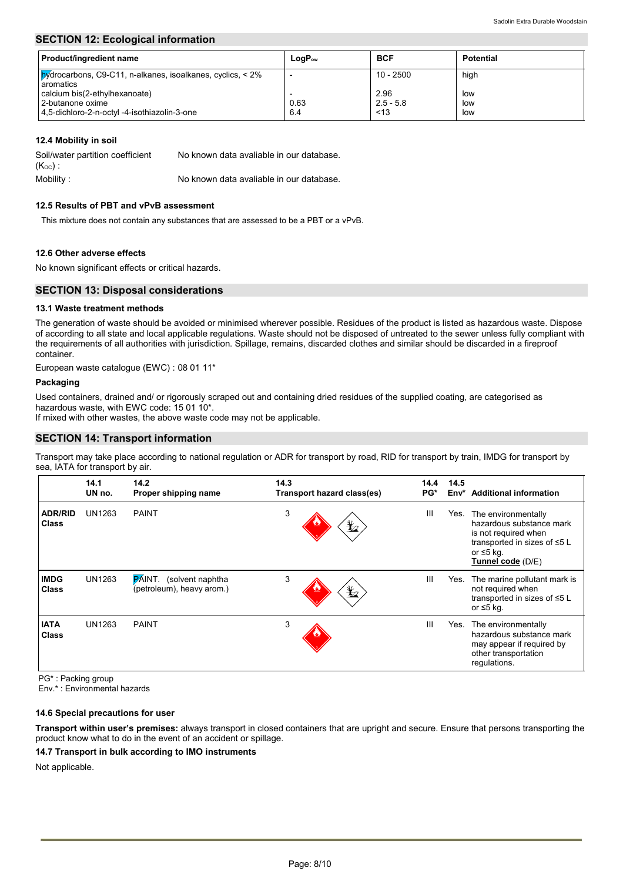## SECTION 12: Ecological information

| Product/ingredient name | $LogP_{ow}$ | BCF | Potential |
|---|---|---|---|
| hydrocarbons, C9-C11, n-alkanes, isoalkanes, cyclics, < 2% aromatics | - | 10 - 2500 | high |
| calcium bis(2-ethylhexanoate) | - | 2.96 | low |
| 2-butanone oxime | 0.63 | 2.5 - 5.8 | low |
| 4,5-dichloro-2-n-octyl -4-isothiazolin-3-one | 6.4 | <13 | low |

### 12.4 Mobility in soil

Soil/water partition coefficient ($K_{OC}$) : No known data avaliable in our database.

Mobility : No known data avaliable in our database.

### 12.5 Results of PBT and vPvB assessment

This mixture does not contain any substances that are assessed to be a PBT or a vPvB.

### 12.6 Other adverse effects

No known significant effects or critical hazards.

## SECTION 13: Disposal considerations

### 13.1 Waste treatment methods

The generation of waste should be avoided or minimised wherever possible. Residues of the product is listed as hazardous waste. Dispose of according to all state and local applicable regulations. Waste should not be disposed of untreated to the sewer unless fully compliant with the requirements of all authorities with jurisdiction. Spillage, remains, discarded clothes and similar should be discarded in a fireproof container.

European waste catalogue (EWC) : 08 01 11*

**Packaging**

Used containers, drained and/ or rigorously scraped out and containing dried residues of the supplied coating, are categorised as hazardous waste, with EWC code: 15 01 10*.
If mixed with other wastes, the above waste code may not be applicable.

## SECTION 14: Transport information

Transport may take place according to national regulation or ADR for transport by road, RID for transport by train, IMDG for transport by sea, IATA for transport by air.

| | 14.1 UN no. | 14.2 Proper shipping name | 14.3 Transport hazard class(es) | 14.4 PG* | 14.5 Env* | Additional information |
|---|---|---|---|---|---|---|
| **ADR/RID Class** | UN1263 | PAINT | 3 | III | Yes. | The environmentally hazardous substance mark is not required when transported in sizes of ≤5 L or ≤5 kg. **Tunnel code** (D/E) |
| **IMDG Class** | UN1263 | PAINT. (solvent naphtha (petroleum), heavy arom.) | 3 | III | Yes. | The marine pollutant mark is not required when transported in sizes of ≤5 L or ≤5 kg. |
| **IATA Class** | UN1263 | PAINT | 3 | III | Yes. | The environmentally hazardous substance mark may appear if required by other transportation regulations. |

PG* : Packing group
Env.* : Environmental hazards

### 14.6 Special precautions for user

**Transport within user's premises:** always transport in closed containers that are upright and secure. Ensure that persons transporting the product know what to do in the event of an accident or spillage.

### 14.7 Transport in bulk according to IMO instruments

Not applicable.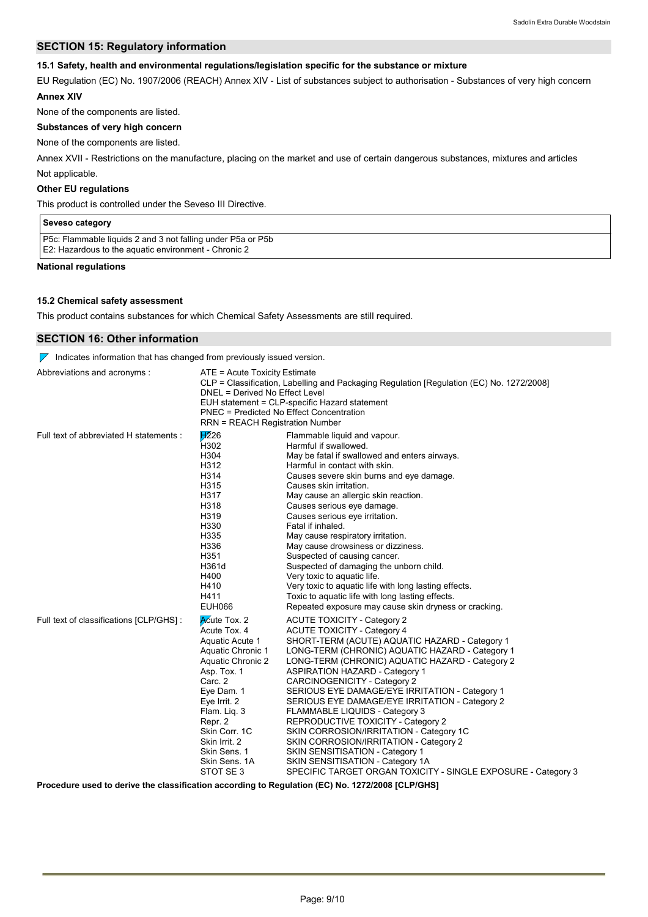## SECTION 15: Regulatory information

### 15.1 Safety, health and environmental regulations/legislation specific for the substance or mixture

EU Regulation (EC) No. 1907/2006 (REACH) Annex XIV - List of substances subject to authorisation - Substances of very high concern

**Annex XIV**

None of the components are listed.

**Substances of very high concern**

None of the components are listed.

Annex XVII - Restrictions on the manufacture, placing on the market and use of certain dangerous substances, mixtures and articles

Not applicable.

**Other EU regulations**

This product is controlled under the Seveso III Directive.

| Seveso category |
|---|
| P5c: Flammable liquids 2 and 3 not falling under P5a or P5b<br>E2: Hazardous to the aquatic environment - Chronic 2 |

**National regulations**

### 15.2 Chemical safety assessment

This product contains substances for which Chemical Safety Assessments are still required.

## SECTION 16: Other information

Indicates information that has changed from previously issued version.

**Abbreviations and acronyms :**

ATE = Acute Toxicity Estimate
CLP = Classification, Labelling and Packaging Regulation [Regulation (EC) No. 1272/2008]
DNEL = Derived No Effect Level
EUH statement = CLP-specific Hazard statement
PNEC = Predicted No Effect Concentration
RRN = REACH Registration Number

**Full text of abbreviated H statements :**

| | |
|---|---|
| H226 | Flammable liquid and vapour. |
| H302 | Harmful if swallowed. |
| H304 | May be fatal if swallowed and enters airways. |
| H312 | Harmful in contact with skin. |
| H314 | Causes severe skin burns and eye damage. |
| H315 | Causes skin irritation. |
| H317 | May cause an allergic skin reaction. |
| H318 | Causes serious eye damage. |
| H319 | Causes serious eye irritation. |
| H330 | Fatal if inhaled. |
| H335 | May cause respiratory irritation. |
| H336 | May cause drowsiness or dizziness. |
| H351 | Suspected of causing cancer. |
| H361d | Suspected of damaging the unborn child. |
| H400 | Very toxic to aquatic life. |
| H410 | Very toxic to aquatic life with long lasting effects. |
| H411 | Toxic to aquatic life with long lasting effects. |
| EUH066 | Repeated exposure may cause skin dryness or cracking. |

**Full text of classifications [CLP/GHS] :**

| | |
|---|---|
| Acute Tox. 2 | ACUTE TOXICITY - Category 2 |
| Acute Tox. 4 | ACUTE TOXICITY - Category 4 |
| Aquatic Acute 1 | SHORT-TERM (ACUTE) AQUATIC HAZARD - Category 1 |
| Aquatic Chronic 1 | LONG-TERM (CHRONIC) AQUATIC HAZARD - Category 1 |
| Aquatic Chronic 2 | LONG-TERM (CHRONIC) AQUATIC HAZARD - Category 2 |
| Asp. Tox. 1 | ASPIRATION HAZARD - Category 1 |
| Carc. 2 | CARCINOGENICITY - Category 2 |
| Eye Dam. 1 | SERIOUS EYE DAMAGE/EYE IRRITATION - Category 1 |
| Eye Irrit. 2 | SERIOUS EYE DAMAGE/EYE IRRITATION - Category 2 |
| Flam. Liq. 3 | FLAMMABLE LIQUIDS - Category 3 |
| Repr. 2 | REPRODUCTIVE TOXICITY - Category 2 |
| Skin Corr. 1C | SKIN CORROSION/IRRITATION - Category 1C |
| Skin Irrit. 2 | SKIN CORROSION/IRRITATION - Category 2 |
| Skin Sens. 1 | SKIN SENSITISATION - Category 1 |
| Skin Sens. 1A | SKIN SENSITISATION - Category 1A |
| STOT SE 3 | SPECIFIC TARGET ORGAN TOXICITY - SINGLE EXPOSURE - Category 3 |

**Procedure used to derive the classification according to Regulation (EC) No. 1272/2008 [CLP/GHS]**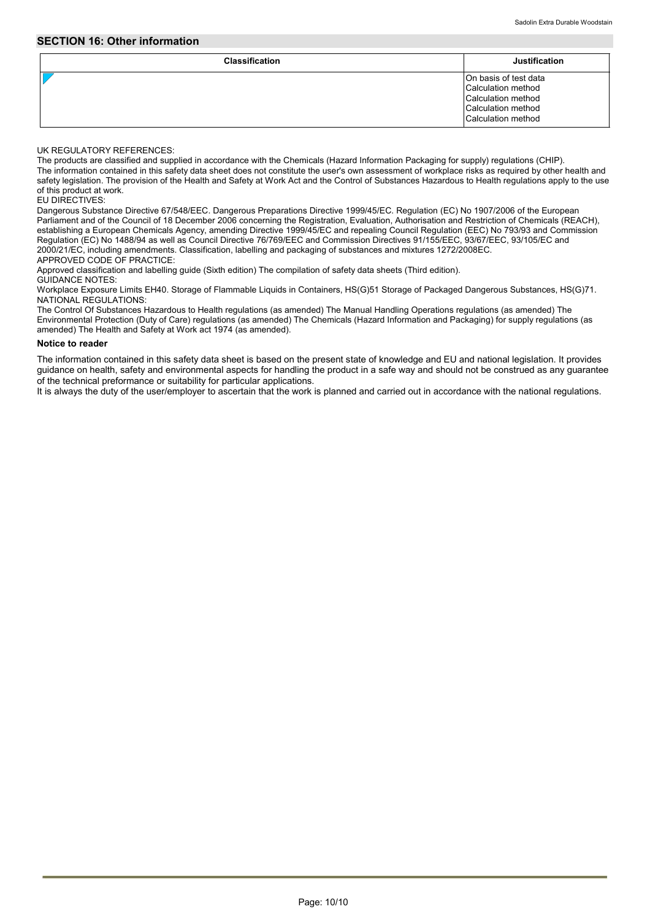## SECTION 16: Other information

| Classification | Justification |
| --- | --- |
| | On basis of test data<br>Calculation method<br>Calculation method<br>Calculation method<br>Calculation method |

UK REGULATORY REFERENCES:

The products are classified and supplied in accordance with the Chemicals (Hazard Information Packaging for supply) regulations (CHIP). The information contained in this safety data sheet does not constitute the user's own assessment of workplace risks as required by other health and safety legislation. The provision of the Health and Safety at Work Act and the Control of Substances Hazardous to Health regulations apply to the use of this product at work.

EU DIRECTIVES:

Dangerous Substance Directive 67/548/EEC. Dangerous Preparations Directive 1999/45/EC. Regulation (EC) No 1907/2006 of the European Parliament and of the Council of 18 December 2006 concerning the Registration, Evaluation, Authorisation and Restriction of Chemicals (REACH), establishing a European Chemicals Agency, amending Directive 1999/45/EC and repealing Council Regulation (EEC) No 793/93 and Commission Regulation (EC) No 1488/94 as well as Council Directive 76/769/EEC and Commission Directives 91/155/EEC, 93/67/EEC, 93/105/EC and 2000/21/EC, including amendments. Classification, labelling and packaging of substances and mixtures 1272/2008EC.

APPROVED CODE OF PRACTICE:

Approved classification and labelling guide (Sixth edition) The compilation of safety data sheets (Third edition).

GUIDANCE NOTES:

Workplace Exposure Limits EH40. Storage of Flammable Liquids in Containers, HS(G)51 Storage of Packaged Dangerous Substances, HS(G)71.

NATIONAL REGULATIONS:

The Control Of Substances Hazardous to Health regulations (as amended) The Manual Handling Operations regulations (as amended) The Environmental Protection (Duty of Care) regulations (as amended) The Chemicals (Hazard Information and Packaging) for supply regulations (as amended) The Health and Safety at Work act 1974 (as amended).

**Notice to reader**

The information contained in this safety data sheet is based on the present state of knowledge and EU and national legislation. It provides guidance on health, safety and environmental aspects for handling the product in a safe way and should not be construed as any guarantee of the technical preformance or suitability for particular applications.

It is always the duty of the user/employer to ascertain that the work is planned and carried out in accordance with the national regulations.